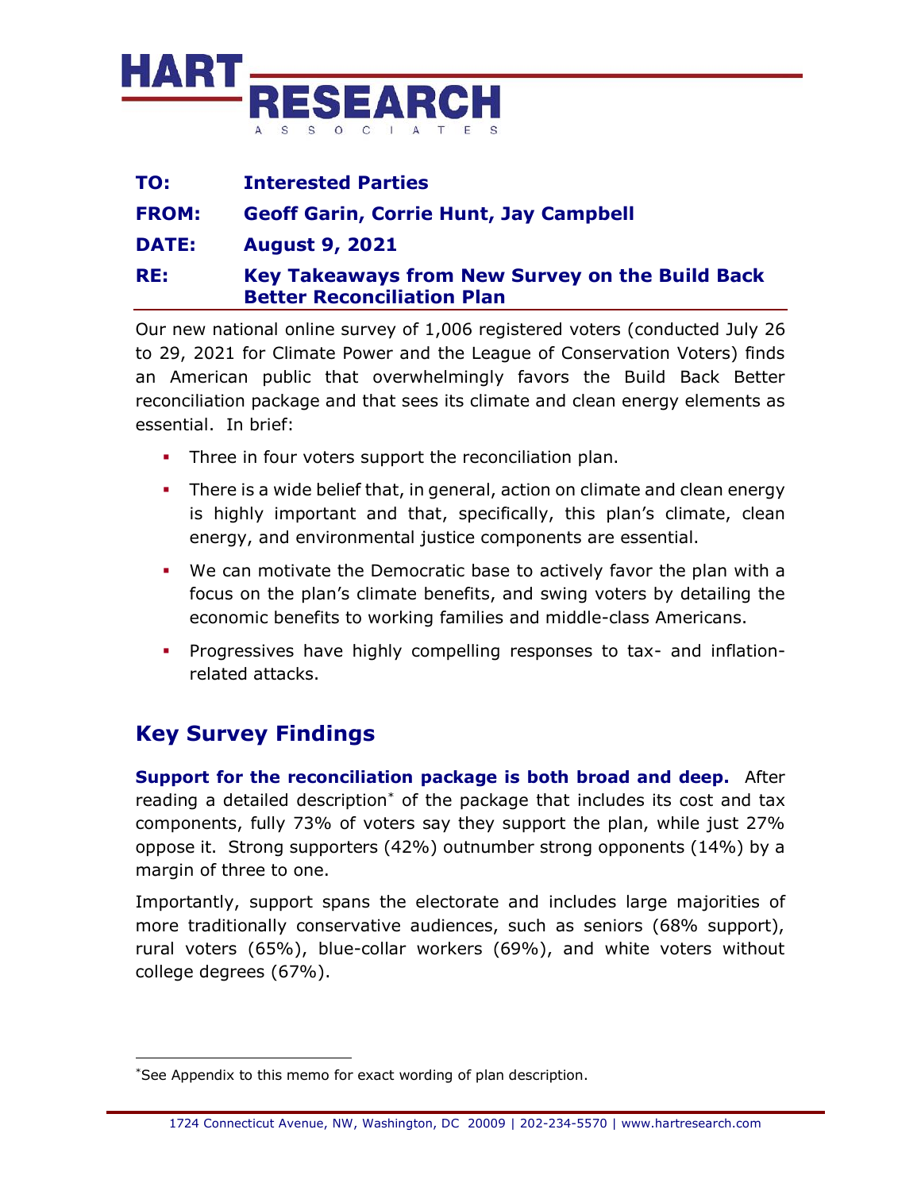**HART RESEARCH ASSOCIATES**

**TO:** **Interested Parties**

**FROM:** **Geoff Garin, Corrie Hunt, Jay Campbell**

**DATE:** **August 9, 2021**

**RE:** **Key Takeaways from New Survey on the Build Back Better Reconciliation Plan**

Our new national online survey of 1,006 registered voters (conducted July 26 to 29, 2021 for Climate Power and the League of Conservation Voters) finds an American public that overwhelmingly favors the Build Back Better reconciliation package and that sees its climate and clean energy elements as essential. In brief:

- Three in four voters support the reconciliation plan.
- There is a wide belief that, in general, action on climate and clean energy is highly important and that, specifically, this plan's climate, clean energy, and environmental justice components are essential.
- We can motivate the Democratic base to actively favor the plan with a focus on the plan's climate benefits, and swing voters by detailing the economic benefits to working families and middle-class Americans.
- Progressives have highly compelling responses to tax- and inflation-related attacks.

## Key Survey Findings

**Support for the reconciliation package is both broad and deep.** After reading a detailed description* of the package that includes its cost and tax components, fully 73% of voters say they support the plan, while just 27% oppose it. Strong supporters (42%) outnumber strong opponents (14%) by a margin of three to one.

Importantly, support spans the electorate and includes large majorities of more traditionally conservative audiences, such as seniors (68% support), rural voters (65%), blue-collar workers (69%), and white voters without college degrees (67%).

*See Appendix to this memo for exact wording of plan description.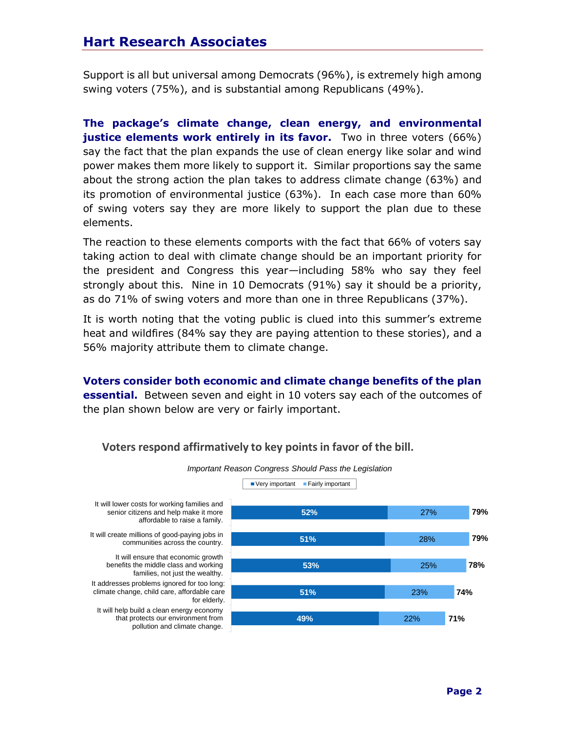Support is all but universal among Democrats (96%), is extremely high among swing voters (75%), and is substantial among Republicans (49%).

**The package's climate change, clean energy, and environmental justice elements work entirely in its favor.** Two in three voters (66%) say the fact that the plan expands the use of clean energy like solar and wind power makes them more likely to support it. Similar proportions say the same about the strong action the plan takes to address climate change (63%) and its promotion of environmental justice (63%). In each case more than 60% of swing voters say they are more likely to support the plan due to these elements.

The reaction to these elements comports with the fact that 66% of voters say taking action to deal with climate change should be an important priority for the president and Congress this year—including 58% who say they feel strongly about this. Nine in 10 Democrats (91%) say it should be a priority, as do 71% of swing voters and more than one in three Republicans (37%).

It is worth noting that the voting public is clued into this summer's extreme heat and wildfires (84% say they are paying attention to these stories), and a 56% majority attribute them to climate change.

**Voters consider both economic and climate change benefits of the plan essential.** Between seven and eight in 10 voters say each of the outcomes of the plan shown below are very or fairly important.

**Voters respond affirmatively to key points in favor of the bill.**

*Important Reason Congress Should Pass the Legislation*

| | Very important | Fairly important | Total |
|---|---|---|---|
| It will lower costs for working families and senior citizens and help make it more affordable to raise a family. | 52% | 27% | 79% |
| It will create millions of good-paying jobs in communities across the country. | 51% | 28% | 79% |
| It will ensure that economic growth benefits the middle class and working families, not just the wealthy. | 53% | 25% | 78% |
| It addresses problems ignored for too long: climate change, child care, affordable care for elderly. | 51% | 23% | 74% |
| It will help build a clean energy economy that protects our environment from pollution and climate change. | 49% | 22% | 71% |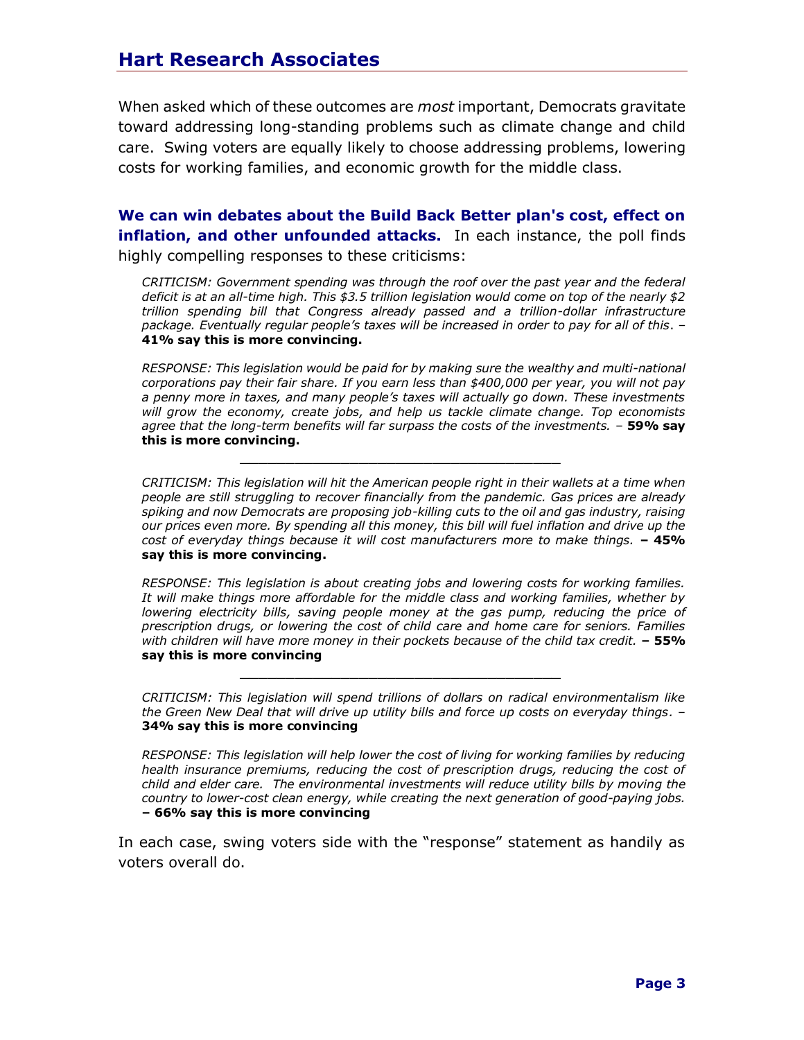When asked which of these outcomes are *most* important, Democrats gravitate toward addressing long-standing problems such as climate change and child care. Swing voters are equally likely to choose addressing problems, lowering costs for working families, and economic growth for the middle class.

**We can win debates about the Build Back Better plan's cost, effect on inflation, and other unfounded attacks.** In each instance, the poll finds highly compelling responses to these criticisms:

> *CRITICISM: Government spending was through the roof over the past year and the federal deficit is at an all-time high. This $3.5 trillion legislation would come on top of the nearly $2 trillion spending bill that Congress already passed and a trillion-dollar infrastructure package. Eventually regular people's taxes will be increased in order to pay for all of this.* – **41% say this is more convincing.**
>
> *RESPONSE: This legislation would be paid for by making sure the wealthy and multi-national corporations pay their fair share. If you earn less than $400,000 per year, you will not pay a penny more in taxes, and many people's taxes will actually go down. These investments will grow the economy, create jobs, and help us tackle climate change. Top economists agree that the long-term benefits will far surpass the costs of the investments.* – **59% say this is more convincing.**

---

> *CRITICISM: This legislation will hit the American people right in their wallets at a time when people are still struggling to recover financially from the pandemic. Gas prices are already spiking and now Democrats are proposing job-killing cuts to the oil and gas industry, raising our prices even more. By spending all this money, this bill will fuel inflation and drive up the cost of everyday things because it will cost manufacturers more to make things.* **– 45% say this is more convincing.**
>
> *RESPONSE: This legislation is about creating jobs and lowering costs for working families. It will make things more affordable for the middle class and working families, whether by lowering electricity bills, saving people money at the gas pump, reducing the price of prescription drugs, or lowering the cost of child care and home care for seniors. Families with children will have more money in their pockets because of the child tax credit.* **– 55% say this is more convincing**

---

> *CRITICISM: This legislation will spend trillions of dollars on radical environmentalism like the Green New Deal that will drive up utility bills and force up costs on everyday things.* – **34% say this is more convincing**
>
> *RESPONSE: This legislation will help lower the cost of living for working families by reducing health insurance premiums, reducing the cost of prescription drugs, reducing the cost of child and elder care. The environmental investments will reduce utility bills by moving the country to lower-cost clean energy, while creating the next generation of good-paying jobs.* **– 66% say this is more convincing**

In each case, swing voters side with the "response" statement as handily as voters overall do.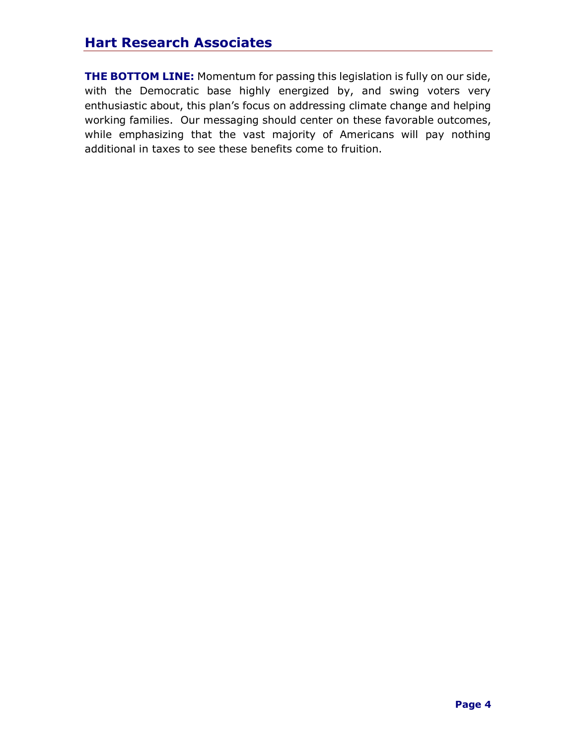**THE BOTTOM LINE:** Momentum for passing this legislation is fully on our side, with the Democratic base highly energized by, and swing voters very enthusiastic about, this plan's focus on addressing climate change and helping working families. Our messaging should center on these favorable outcomes, while emphasizing that the vast majority of Americans will pay nothing additional in taxes to see these benefits come to fruition.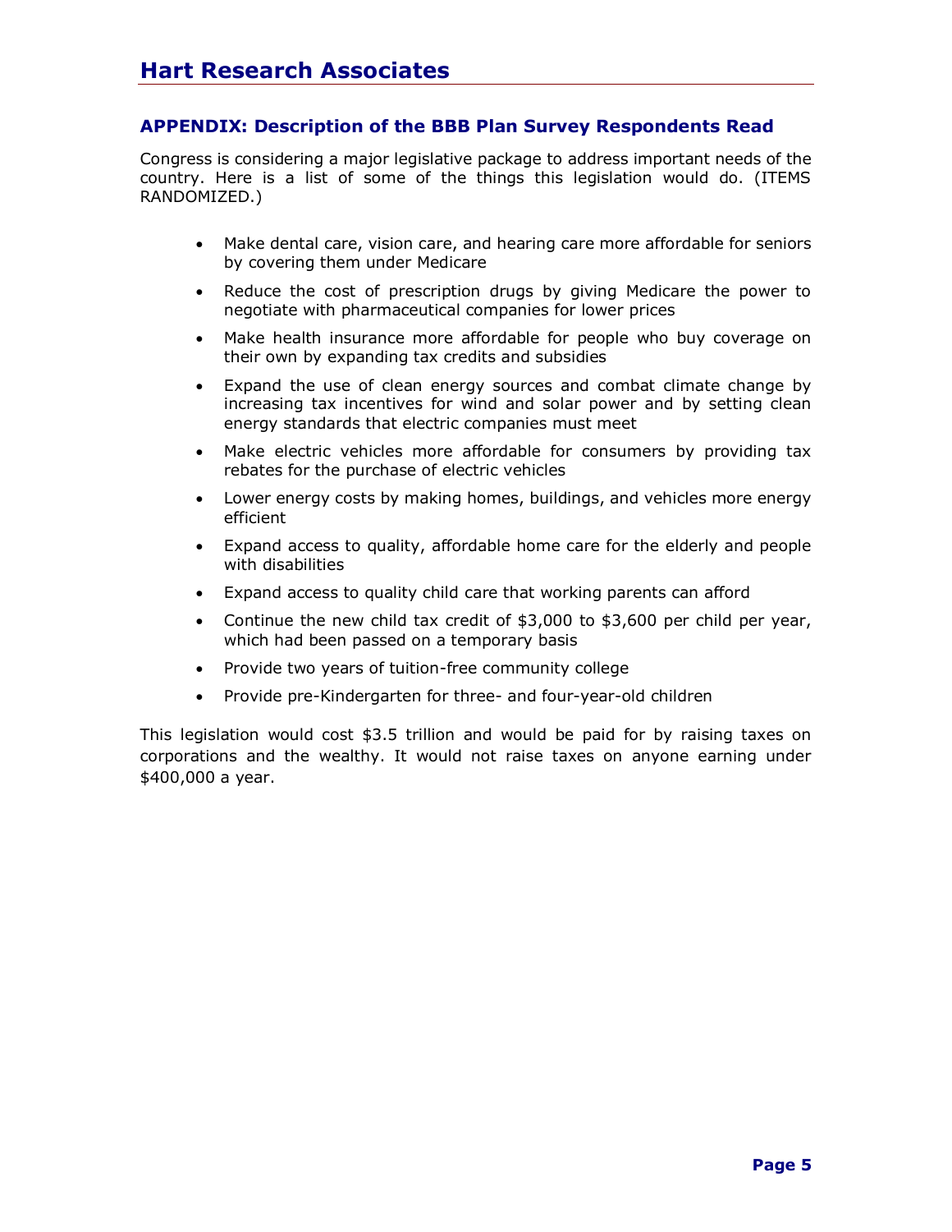## APPENDIX: Description of the BBB Plan Survey Respondents Read

Congress is considering a major legislative package to address important needs of the country. Here is a list of some of the things this legislation would do. (ITEMS RANDOMIZED.)

- Make dental care, vision care, and hearing care more affordable for seniors by covering them under Medicare
- Reduce the cost of prescription drugs by giving Medicare the power to negotiate with pharmaceutical companies for lower prices
- Make health insurance more affordable for people who buy coverage on their own by expanding tax credits and subsidies
- Expand the use of clean energy sources and combat climate change by increasing tax incentives for wind and solar power and by setting clean energy standards that electric companies must meet
- Make electric vehicles more affordable for consumers by providing tax rebates for the purchase of electric vehicles
- Lower energy costs by making homes, buildings, and vehicles more energy efficient
- Expand access to quality, affordable home care for the elderly and people with disabilities
- Expand access to quality child care that working parents can afford
- Continue the new child tax credit of $3,000 to $3,600 per child per year, which had been passed on a temporary basis
- Provide two years of tuition-free community college
- Provide pre-Kindergarten for three- and four-year-old children

This legislation would cost $3.5 trillion and would be paid for by raising taxes on corporations and the wealthy. It would not raise taxes on anyone earning under $400,000 a year.